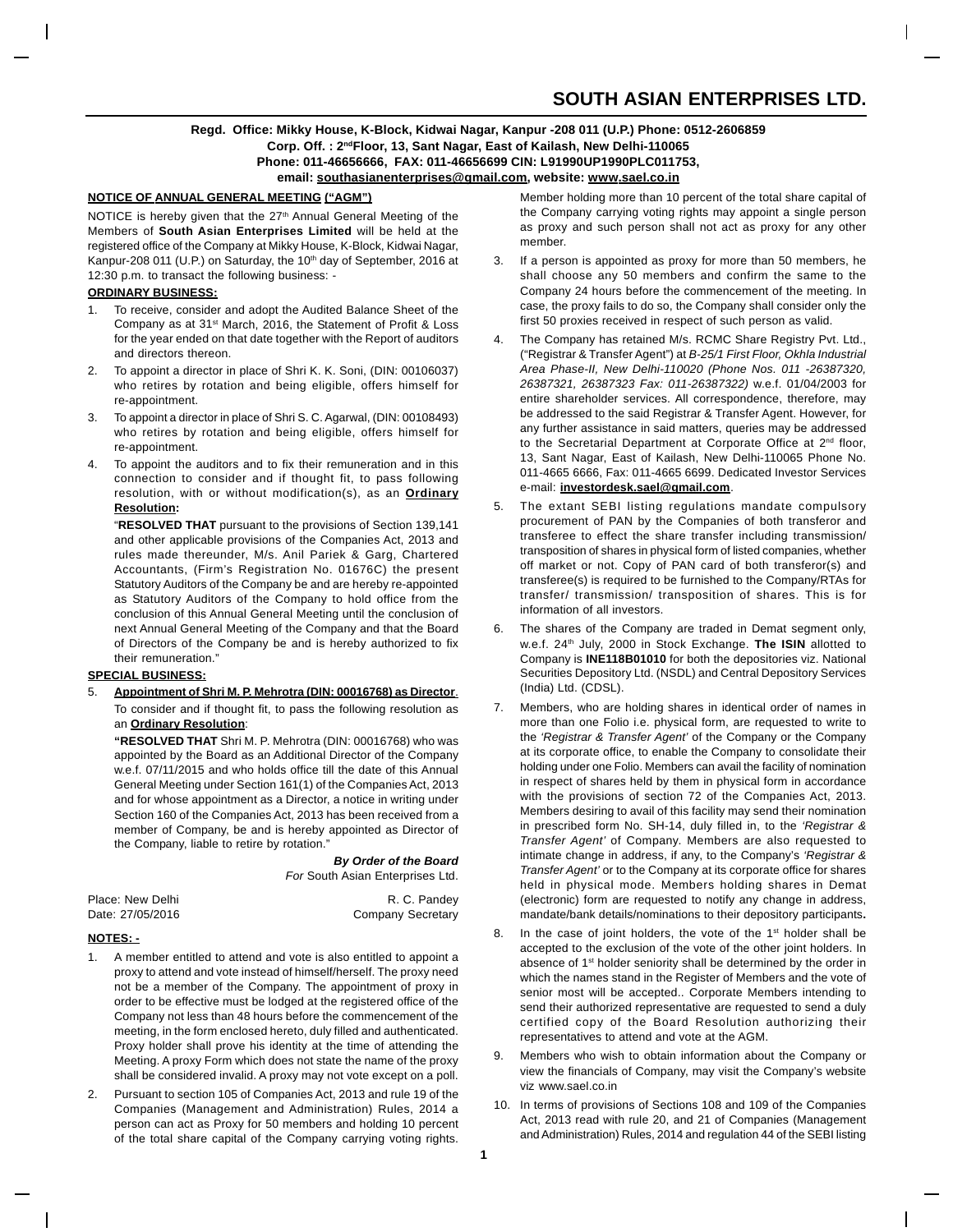# SOUTH ASIAN ENTERPRISES LTD.

**Regd. Office: Mikky House, K-Block, Kidwai Nagar, Kanpur -208 011 (U.P.) Phone: 0512-2606859**
**Corp. Off. : 2nd Floor, 13, Sant Nagar, East of Kailash, New Delhi-110065**
**Phone: 011-46656666, FAX: 011-46656699 CIN: L91990UP1990PLC011753,**
**email: southasianenterprises@gmail.com, website: www.sael.co.in**

## NOTICE OF ANNUAL GENERAL MEETING ("AGM")

NOTICE is hereby given that the 27th Annual General Meeting of the Members of **South Asian Enterprises Limited** will be held at the registered office of the Company at Mikky House, K-Block, Kidwai Nagar, Kanpur-208 011 (U.P.) on Saturday, the 10th day of September, 2016 at 12:30 p.m. to transact the following business: -

### ORDINARY BUSINESS:

1. To receive, consider and adopt the Audited Balance Sheet of the Company as at 31st March, 2016, the Statement of Profit & Loss for the year ended on that date together with the Report of auditors and directors thereon.
2. To appoint a director in place of Shri K. K. Soni, (DIN: 00106037) who retires by rotation and being eligible, offers himself for re-appointment.
3. To appoint a director in place of Shri S. C. Agarwal, (DIN: 00108493) who retires by rotation and being eligible, offers himself for re-appointment.
4. To appoint the auditors and to fix their remuneration and in this connection to consider and if thought fit, to pass following resolution, with or without modification(s), as an **Ordinary Resolution:**

   "**RESOLVED THAT** pursuant to the provisions of Section 139,141 and other applicable provisions of the Companies Act, 2013 and rules made thereunder, M/s. Anil Pariek & Garg, Chartered Accountants, (Firm's Registration No. 01676C) the present Statutory Auditors of the Company be and are hereby re-appointed as Statutory Auditors of the Company to hold office from the conclusion of this Annual General Meeting until the conclusion of next Annual General Meeting of the Company and that the Board of Directors of the Company be and is hereby authorized to fix their remuneration."

### SPECIAL BUSINESS:

5. **Appointment of Shri M. P. Mehrotra (DIN: 00016768) as Director**.

   To consider and if thought fit, to pass the following resolution as an **Ordinary Resolution**:

   **"RESOLVED THAT** Shri M. P. Mehrotra (DIN: 00016768) who was appointed by the Board as an Additional Director of the Company w.e.f. 07/11/2015 and who holds office till the date of this Annual General Meeting under Section 161(1) of the Companies Act, 2013 and for whose appointment as a Director, a notice in writing under Section 160 of the Companies Act, 2013 has been received from a member of Company, be and is hereby appointed as Director of the Company, liable to retire by rotation."

***By Order of the Board***
*For* South Asian Enterprises Ltd.

Place: New Delhi — R. C. Pandey
Date: 27/05/2016 — Company Secretary

### NOTES: -

1. A member entitled to attend and vote is also entitled to appoint a proxy to attend and vote instead of himself/herself. The proxy need not be a member of the Company. The appointment of proxy in order to be effective must be lodged at the registered office of the Company not less than 48 hours before the commencement of the meeting, in the form enclosed hereto, duly filled and authenticated. Proxy holder shall prove his identity at the time of attending the Meeting. A proxy Form which does not state the name of the proxy shall be considered invalid. A proxy may not vote except on a poll.
2. Pursuant to section 105 of Companies Act, 2013 and rule 19 of the Companies (Management and Administration) Rules, 2014 a person can act as Proxy for 50 members and holding 10 percent of the total share capital of the Company carrying voting rights. Member holding more than 10 percent of the total share capital of the Company carrying voting rights may appoint a single person as proxy and such person shall not act as proxy for any other member.
3. If a person is appointed as proxy for more than 50 members, he shall choose any 50 members and confirm the same to the Company 24 hours before the commencement of the meeting. In case, the proxy fails to do so, the Company shall consider only the first 50 proxies received in respect of such person as valid.
4. The Company has retained M/s. RCMC Share Registry Pvt. Ltd., ("Registrar & Transfer Agent") at *B-25/1 First Floor, Okhla Industrial Area Phase-II, New Delhi-110020 (Phone Nos. 011 -26387320, 26387321, 26387323 Fax: 011-26387322)* w.e.f. 01/04/2003 for entire shareholder services. All correspondence, therefore, may be addressed to the said Registrar & Transfer Agent. However, for any further assistance in said matters, queries may be addressed to the Secretarial Department at Corporate Office at 2nd floor, 13, Sant Nagar, East of Kailash, New Delhi-110065 Phone No. 011-4665 6666, Fax: 011-4665 6699. Dedicated Investor Services e-mail: **investordesk.sael@gmail.com**.
5. The extant SEBI listing regulations mandate compulsory procurement of PAN by the Companies of both transferor and transferee to effect the share transfer including transmission/ transposition of shares in physical form of listed companies, whether off market or not. Copy of PAN card of both transferor(s) and transferee(s) is required to be furnished to the Company/RTAs for transfer/ transmission/ transposition of shares. This is for information of all investors.
6. The shares of the Company are traded in Demat segment only, w.e.f. 24th July, 2000 in Stock Exchange. **The ISIN** allotted to Company is **INE118B01010** for both the depositories viz. National Securities Depository Ltd. (NSDL) and Central Depository Services (India) Ltd. (CDSL).
7. Members, who are holding shares in identical order of names in more than one Folio i.e. physical form, are requested to write to the *'Registrar & Transfer Agent'* of the Company or the Company at its corporate office, to enable the Company to consolidate their holding under one Folio. Members can avail the facility of nomination in respect of shares held by them in physical form in accordance with the provisions of section 72 of the Companies Act, 2013. Members desiring to avail of this facility may send their nomination in prescribed form No. SH-14, duly filled in, to the *'Registrar & Transfer Agent'* of Company. Members are also requested to intimate change in address, if any, to the Company's *'Registrar & Transfer Agent'* or to the Company at its corporate office for shares held in physical mode. Members holding shares in Demat (electronic) form are requested to notify any change in address, mandate/bank details/nominations to their depository participants**.**
8. In the case of joint holders, the vote of the 1st holder shall be accepted to the exclusion of the vote of the other joint holders. In absence of 1st holder seniority shall be determined by the order in which the names stand in the Register of Members and the vote of senior most will be accepted.. Corporate Members intending to send their authorized representative are requested to send a duly certified copy of the Board Resolution authorizing their representatives to attend and vote at the AGM.
9. Members who wish to obtain information about the Company or view the financials of Company, may visit the Company's website viz www.sael.co.in
10. In terms of provisions of Sections 108 and 109 of the Companies Act, 2013 read with rule 20, and 21 of Companies (Management and Administration) Rules, 2014 and regulation 44 of the SEBI listing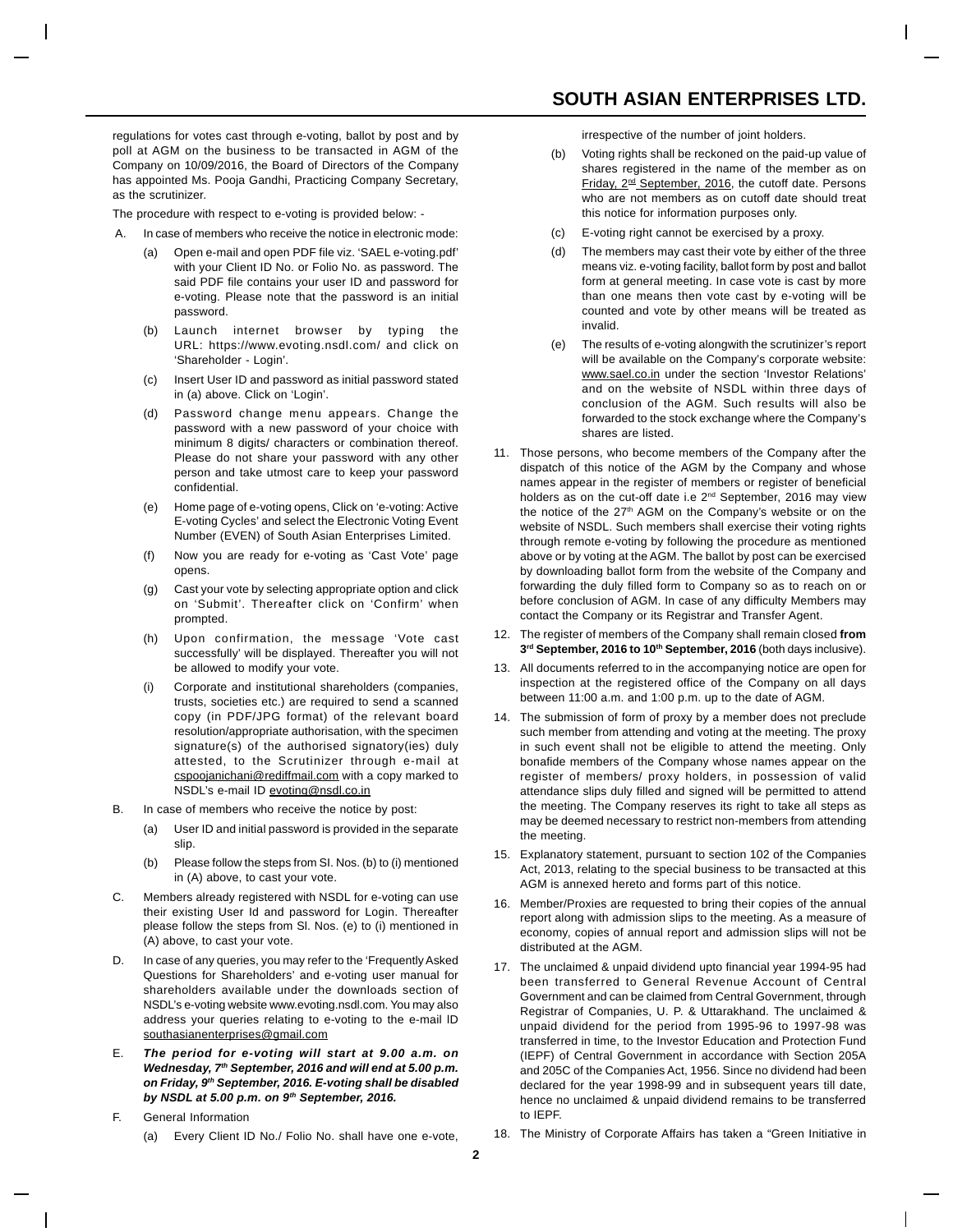regulations for votes cast through e-voting, ballot by post and by poll at AGM on the business to be transacted in AGM of the Company on 10/09/2016, the Board of Directors of the Company has appointed Ms. Pooja Gandhi, Practicing Company Secretary, as the scrutinizer.

The procedure with respect to e-voting is provided below: -

A. In case of members who receive the notice in electronic mode:

   (a) Open e-mail and open PDF file viz. 'SAEL e-voting.pdf' with your Client ID No. or Folio No. as password. The said PDF file contains your user ID and password for e-voting. Please note that the password is an initial password.

   (b) Launch internet browser by typing the URL: https://www.evoting.nsdl.com/ and click on 'Shareholder - Login'.

   (c) Insert User ID and password as initial password stated in (a) above. Click on 'Login'.

   (d) Password change menu appears. Change the password with a new password of your choice with minimum 8 digits/ characters or combination thereof. Please do not share your password with any other person and take utmost care to keep your password confidential.

   (e) Home page of e-voting opens, Click on 'e-voting: Active E-voting Cycles' and select the Electronic Voting Event Number (EVEN) of South Asian Enterprises Limited.

   (f) Now you are ready for e-voting as 'Cast Vote' page opens.

   (g) Cast your vote by selecting appropriate option and click on 'Submit'. Thereafter click on 'Confirm' when prompted.

   (h) Upon confirmation, the message 'Vote cast successfully' will be displayed. Thereafter you will not be allowed to modify your vote.

   (i) Corporate and institutional shareholders (companies, trusts, societies etc.) are required to send a scanned copy (in PDF/JPG format) of the relevant board resolution/appropriate authorisation, with the specimen signature(s) of the authorised signatory(ies) duly attested, to the Scrutinizer through e-mail at cspoojanichani@rediffmail.com with a copy marked to NSDL's e-mail ID evoting@nsdl.co.in

B. In case of members who receive the notice by post:

   (a) User ID and initial password is provided in the separate slip.

   (b) Please follow the steps from SI. Nos. (b) to (i) mentioned in (A) above, to cast your vote.

C. Members already registered with NSDL for e-voting can use their existing User Id and password for Login. Thereafter please follow the steps from Sl. Nos. (e) to (i) mentioned in (A) above, to cast your vote.

D. In case of any queries, you may refer to the 'Frequently Asked Questions for Shareholders' and e-voting user manual for shareholders available under the downloads section of NSDL's e-voting website www.evoting.nsdl.com. You may also address your queries relating to e-voting to the e-mail ID southasianenterprises@gmail.com

E. ***The period for e-voting will start at 9.00 a.m. on Wednesday, 7th September, 2016 and will end at 5.00 p.m. on Friday, 9th September, 2016. E-voting shall be disabled by NSDL at 5.00 p.m. on 9th September, 2016.***

F. General Information

   (a) Every Client ID No./ Folio No. shall have one e-vote, irrespective of the number of joint holders.

   (b) Voting rights shall be reckoned on the paid-up value of shares registered in the name of the member as on Friday, 2nd September, 2016, the cutoff date. Persons who are not members as on cutoff date should treat this notice for information purposes only.

   (c) E-voting right cannot be exercised by a proxy.

   (d) The members may cast their vote by either of the three means viz. e-voting facility, ballot form by post and ballot form at general meeting. In case vote is cast by more than one means then vote cast by e-voting will be counted and vote by other means will be treated as invalid.

   (e) The results of e-voting alongwith the scrutinizer's report will be available on the Company's corporate website: www.sael.co.in under the section 'Investor Relations' and on the website of NSDL within three days of conclusion of the AGM. Such results will also be forwarded to the stock exchange where the Company's shares are listed.

11. Those persons, who become members of the Company after the dispatch of this notice of the AGM by the Company and whose names appear in the register of members or register of beneficial holders as on the cut-off date i.e 2nd September, 2016 may view the notice of the 27th AGM on the Company's website or on the website of NSDL. Such members shall exercise their voting rights through remote e-voting by following the procedure as mentioned above or by voting at the AGM. The ballot by post can be exercised by downloading ballot form from the website of the Company and forwarding the duly filled form to Company so as to reach on or before conclusion of AGM. In case of any difficulty Members may contact the Company or its Registrar and Transfer Agent.

12. The register of members of the Company shall remain closed **from 3rd September, 2016 to 10th September, 2016** (both days inclusive).

13. All documents referred to in the accompanying notice are open for inspection at the registered office of the Company on all days between 11:00 a.m. and 1:00 p.m. up to the date of AGM.

14. The submission of form of proxy by a member does not preclude such member from attending and voting at the meeting. The proxy in such event shall not be eligible to attend the meeting. Only bonafide members of the Company whose names appear on the register of members/ proxy holders, in possession of valid attendance slips duly filled and signed will be permitted to attend the meeting. The Company reserves its right to take all steps as may be deemed necessary to restrict non-members from attending the meeting.

15. Explanatory statement, pursuant to section 102 of the Companies Act, 2013, relating to the special business to be transacted at this AGM is annexed hereto and forms part of this notice.

16. Member/Proxies are requested to bring their copies of the annual report along with admission slips to the meeting. As a measure of economy, copies of annual report and admission slips will not be distributed at the AGM.

17. The unclaimed & unpaid dividend upto financial year 1994-95 had been transferred to General Revenue Account of Central Government and can be claimed from Central Government, through Registrar of Companies, U. P. & Uttarakhand. The unclaimed & unpaid dividend for the period from 1995-96 to 1997-98 was transferred in time, to the Investor Education and Protection Fund (IEPF) of Central Government in accordance with Section 205A and 205C of the Companies Act, 1956. Since no dividend had been declared for the year 1998-99 and in subsequent years till date, hence no unclaimed & unpaid dividend remains to be transferred to IEPF.

18. The Ministry of Corporate Affairs has taken a "Green Initiative in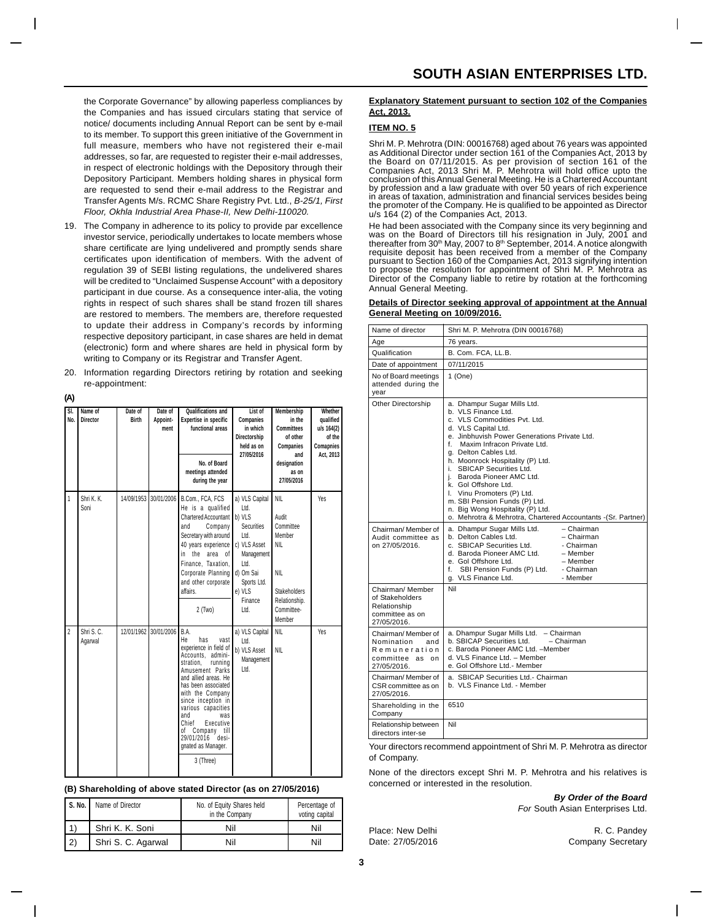the Corporate Governance" by allowing paperless compliances by the Companies and has issued circulars stating that service of notice/ documents including Annual Report can be sent by e-mail to its member. To support this green initiative of the Government in full measure, members who have not registered their e-mail addresses, so far, are requested to register their e-mail addresses, in respect of electronic holdings with the Depository through their Depository Participant. Members holding shares in physical form are requested to send their e-mail address to the Registrar and Transfer Agents M/s. RCMC Share Registry Pvt. Ltd., *B-25/1, First Floor, Okhla Industrial Area Phase-II, New Delhi-110020.*

19. The Company in adherence to its policy to provide par excellence investor service, periodically undertakes to locate members whose share certificate are lying undelivered and promptly sends share certificates upon identification of members. With the advent of regulation 39 of SEBI listing regulations, the undelivered shares will be credited to "Unclaimed Suspense Account" with a depository participant in due course. As a consequence inter-alia, the voting rights in respect of such shares shall be stand frozen till shares are restored to members. The members are, therefore requested to update their address in Company's records by informing respective depository participant, in case shares are held in demat (electronic) form and where shares are held in physical form by writing to Company or its Registrar and Transfer Agent.

20. Information regarding Directors retiring by rotation and seeking re-appointment:

**(A)**

| Sl. No. | Name of Director | Date of Birth | Date of Appointment | Qualifications and Expertise in specific functional areas / No. of Board meetings attended during the year | List of Companies in which Directorship held as on 27/05/2016 | Membership in the Committees of other Companies and designation as on 27/05/2016 | Whether qualified u/s 164(2) of the Comapnies Act, 2013 |
|---|---|---|---|---|---|---|---|
| 1 | Shri K. K. Soni | 14/09/1953 | 30/01/2006 | B.Com., FCA, FCS He is a qualified Chartered Accountant and Company Secretary with around 40 years experience in the area of Finance, Taxation, Corporate Planning and other corporate affairs. / 2 (Two) | a) VLS Capital Ltd. b) VLS Securities Ltd. c) VLS Asset Management Ltd. d) Om Sai Sports Ltd. e) VLS Finance Ltd. | NIL / Audit Committee Member / NIL / NIL / Stakeholders Relationship. Committee-Member | Yes |
| 2 | Shri S. C. Agarwal | 12/01/1962 | 30/01/2006 | B.A. He has vast experience in field of Accounts, administration, running Amusement Parks and allied areas. He has been associated with the Company since inception in various capacities and was Chief Executive of Company till 29/01/2016 designated as Manager. / 3 (Three) | a) VLS Capital Ltd. b) VLS Asset Management Ltd. | NIL / NIL | Yes |

**(B) Shareholding of above stated Director (as on 27/05/2016)**

| S. No. | Name of Director | No. of Equity Shares held in the Company | Percentage of voting capital |
|---|---|---|---|
| 1) | Shri K. K. Soni | Nil | Nil |
| 2) | Shri S. C. Agarwal | Nil | Nil |

**Explanatory Statement pursuant to section 102 of the Companies Act, 2013.**

**ITEM NO. 5**

Shri M. P. Mehrotra (DIN: 00016768) aged about 76 years was appointed as Additional Director under section 161 of the Companies Act, 2013 by the Board on 07/11/2015. As per provision of section 161 of the Companies Act, 2013 Shri M. P. Mehrotra will hold office upto the conclusion of this Annual General Meeting. He is a Chartered Accountant by profession and a law graduate with over 50 years of rich experience in areas of taxation, administration and financial services besides being the promoter of the Company. He is qualified to be appointed as Director u/s 164 (2) of the Companies Act, 2013.

He had been associated with the Company since its very beginning and was on the Board of Directors till his resignation in July, 2001 and thereafter from 30th May, 2007 to 8th September, 2014. A notice alongwith requisite deposit has been received from a member of the Company pursuant to Section 160 of the Companies Act, 2013 signifying intention to propose the resolution for appointment of Shri M. P. Mehrotra as Director of the Company liable to retire by rotation at the forthcoming Annual General Meeting.

**Details of Director seeking approval of appointment at the Annual General Meeting on 10/09/2016.**

| Name of director | Shri M. P. Mehrotra (DIN 00016768) |
|---|---|
| Age | 76 years. |
| Qualification | B. Com. FCA, LL.B. |
| Date of appointment | 07/11/2015 |
| No of Board meetings attended during the year | 1 (One) |
| Other Directorship | a. Dhampur Sugar Mills Ltd. b. VLS Finance Ltd. c. VLS Commodities Pvt. Ltd. d. VLS Capital Ltd. e. Jinbhuvish Power Generations Private Ltd. f. Maxim Infracon Private Ltd. g. Delton Cables Ltd. h. Moonrock Hospitality (P) Ltd. i. SBICAP Securities Ltd. j. Baroda Pioneer AMC Ltd. k. Gol Offshore Ltd. l. Vinu Promoters (P) Ltd. m. SBI Pension Funds (P) Ltd. n. Big Wong Hospitality (P) Ltd. o. Mehrotra & Mehrotra, Chartered Accountants -(Sr. Partner) |
| Chairman/ Member of Audit committee as on 27/05/2016. | a. Dhampur Sugar Mills Ltd. – Chairman b. Delton Cables Ltd. – Chairman c. SBICAP Securities Ltd. - Chairman d. Baroda Pioneer AMC Ltd. – Member e. Gol Offshore Ltd. – Member f. SBI Pension Funds (P) Ltd. - Chairman g. VLS Finance Ltd. - Member |
| Chairman/ Member of Stakeholders Relationship committee as on 27/05/2016. | Nil |
| Chairman/ Member of Nomination and Remuneration committee as on 27/05/2016. | a. Dhampur Sugar Mills Ltd. – Chairman b. SBICAP Securities Ltd. – Chairman c. Baroda Pioneer AMC Ltd. –Member d. VLS Finance Ltd. – Member e. Gol Offshore Ltd.- Member |
| Chairman/ Member of CSR committee as on 27/05/2016. | a. SBICAP Securities Ltd.- Chairman b. VLS Finance Ltd. - Member |
| Shareholding in the Company | 6510 |
| Relationship between directors inter-se | Nil |

Your directors recommend appointment of Shri M. P. Mehrotra as director of Company.

None of the directors except Shri M. P. Mehrotra and his relatives is concerned or interested in the resolution.

***By Order of the Board***
*For* South Asian Enterprises Ltd.

Place: New Delhi
Date: 27/05/2016

R. C. Pandey
Company Secretary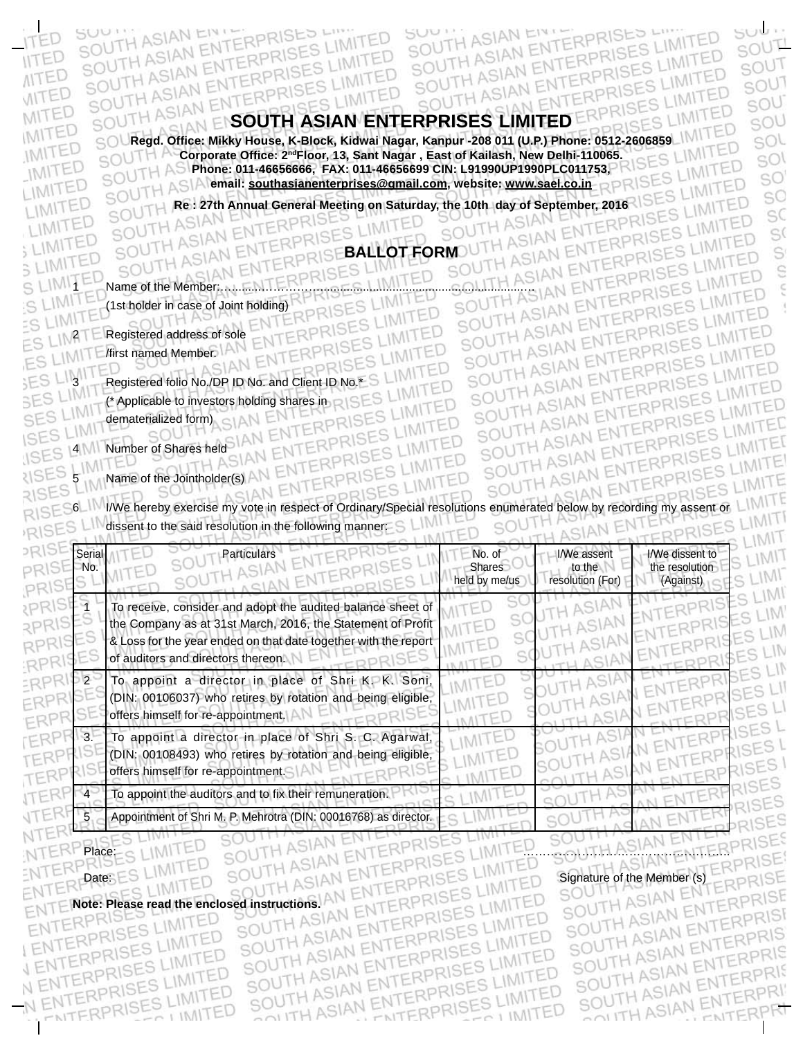# SOUTH ASIAN ENTERPRISES LIMITED

**Regd. Office: Mikky House, K-Block, Kidwai Nagar, Kanpur -208 011 (U.P.) Phone: 0512-2606859**
**Corporate Office: 2ndFloor, 13, Sant Nagar , East of Kailash, New Delhi-110065.**
**Phone: 011-46656666, FAX: 011-46656699 CIN: L91990UP1990PLC011753,**
**email: southasianenterprises@gmail.com, website: www.sael.co.in**

**Re : 27th Annual General Meeting on Saturday, the 10th day of September, 2016**

## BALLOT FORM

1. Name of the Member:……………………………………………………………………
   (1st holder in case of Joint holding)

2. Registered address of sole
   /first named Member.

3. Registered folio No./DP ID No. and Client ID No.*
   (* Applicable to investors holding shares in dematerialized form)

4. Number of Shares held

5. Name of the Jointholder(s)

6. I/We hereby exercise my vote in respect of Ordinary/Special resolutions enumerated below by recording my assent or dissent to the said resolution in the following manner:

| Serial No. | Particulars | No. of Shares held by me/us | I/We assent to the resolution (For) | I/We dissent to the resolution (Against) |
|---|---|---|---|---|
| 1 | To receive, consider and adopt the audited balance sheet of the Company as at 31st March, 2016, the Statement of Profit & Loss for the year ended on that date together with the report of auditors and directors thereon. | | | |
| 2 | To appoint a director in place of Shri K. K. Soni, (DIN: 00106037) who retires by rotation and being eligible, offers himself for re-appointment. | | | |
| 3. | To appoint a director in place of Shri S. C. Agarwal, (DIN: 00108493) who retires by rotation and being eligible, offers himself for re-appointment. | | | |
| 4 | To appoint the auditors and to fix their remuneration. | | | |
| 5 | Appointment of Shri M. P. Mehrotra (DIN: 00016768) as director. | | | |

Place: ………………………………………………

Date: Signature of the Member (s)

**Note: Please read the enclosed instructions.**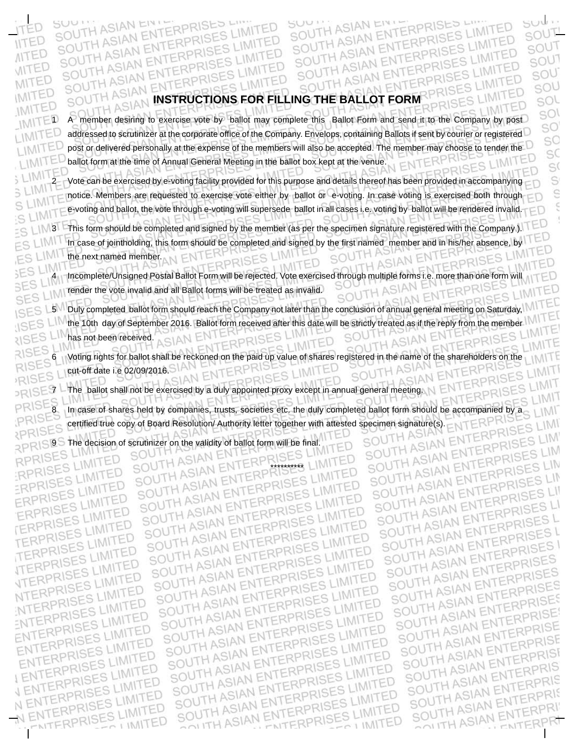# INSTRUCTIONS FOR FILLING THE BALLOT FORM

1. A member desiring to exercise vote by ballot may complete this Ballot Form and send it to the Company by post addressed to scrutinizer at the corporate office of the Company. Envelops, containing Ballots if sent by courier or registered post or delivered personally at the expense of the members will also be accepted. The member may choose to tender the ballot form at the time of Annual General Meeting in the ballot box kept at the venue.

2. Vote can be exercised by e-voting facility provided for this purpose and details thereof has been provided in accompanying notice. Members are requested to exercise vote either by ballot or e-voting. In case voting is exercised both through e-voting and ballot, the vote through e-voting will supersede ballot in all cases i.e. voting by ballot will be rendered invalid.

3. This form should be completed and signed by the member (as per the specimen signature registered with the Company ). In case of jointholding, this form should be completed and signed by the first named member and in his/her absence, by the next named member.

4. Incomplete/Unsigned Postal Ballot Form will be rejected. Vote exercised through multiple forms i.e. more than one form will render the vote invalid and all Ballot forms will be treated as invalid.

5. Duly completed ballot form should reach the Company not later than the conclusion of annual general meeting on Saturday, the 10th day of September 2016. Ballot form received after this date will be strictly treated as if the reply from the member has not been received.

6. Voting rights for ballot shall be reckoned on the paid up value of shares registered in the name of the shareholders on the cut-off date i.e 02/09/2016.

7. The ballot shall not be exercised by a duly appointed proxy except in annual general meeting.

8. In case of shares held by companies, trusts, societies etc. the duly completed ballot form should be accompanied by a certified true copy of Board Resolution/ Authority letter together with attested specimen signature(s).

9. The decision of scrutinizer on the validity of ballot form will be final.

**********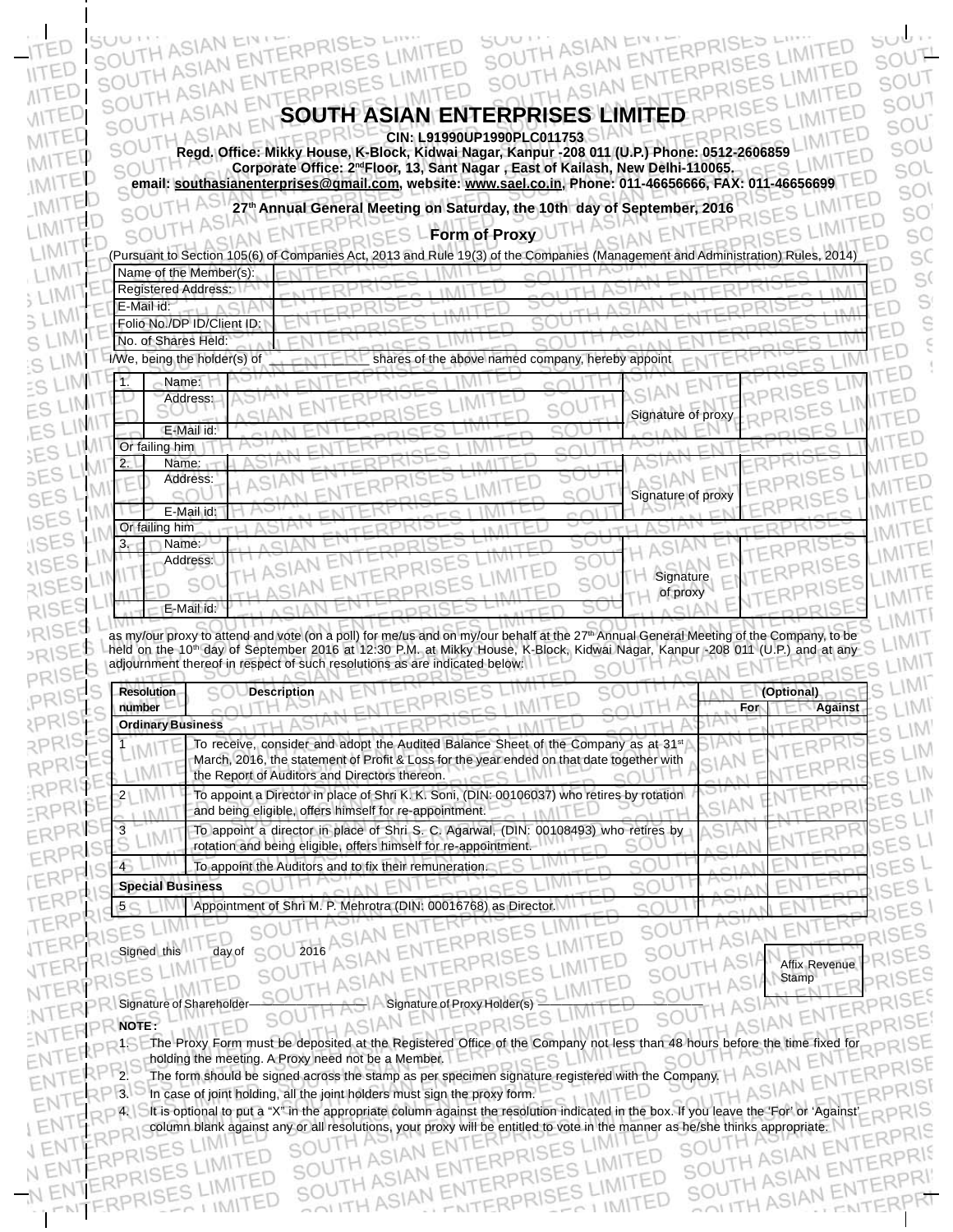# SOUTH ASIAN ENTERPRISES LIMITED

**CIN: L91990UP1990PLC011753**

**Regd. Office: Mikky House, K-Block, Kidwai Nagar, Kanpur -208 011 (U.P.) Phone: 0512-2606859**

**Corporate Office: 2nd Floor, 13, Sant Nagar , East of Kailash, New Delhi-110065.**

**email: southasianenterprises@gmail.com, website: www.sael.co.in, Phone: 011-46656666, FAX: 011-46656699**

**27th Annual General Meeting on Saturday, the 10th day of September, 2016**

## Form of Proxy

(Pursuant to Section 105(6) of Companies Act, 2013 and Rule 19(3) of the Companies (Management and Administration) Rules, 2014)

| | |
|---|---|
| Name of the Member(s): | |
| Registered Address: | |
| E-Mail id: | |
| Folio No./DP ID/Client ID: | |
| No. of Shares Held: | |

I/We, being the holder(s) of ____________ shares of the above named company, hereby appoint

| | | | | |
|---|---|---|---|---|
| 1. | Name: | | Signature of proxy | |
| | Address: | | | |
| | E-Mail id: | | | |
| Or failing him | | | | |
| 2. | Name: | | Signature of proxy | |
| | Address: | | | |
| | E-Mail id: | | | |
| Or failing him | | | | |
| 3. | Name: | | Signature of proxy | |
| | Address: | | | |
| | E-Mail id: | | | |

as my/our proxy to attend and vote (on a poll) for me/us and on my/our behalf at the 27th Annual General Meeting of the Company, to be held on the 10th day of September 2016 at 12:30 P.M. at Mikky House, K-Block, Kidwai Nagar, Kanpur -208 011 (U.P.) and at any adjournment thereof in respect of such resolutions as are indicated below:

| Resolution number | Description | (Optional) For | Against |
|---|---|---|---|
| **Ordinary Business** | | | |
| 1 | To receive, consider and adopt the Audited Balance Sheet of the Company as at 31st March, 2016, the statement of Profit & Loss for the year ended on that date together with the Report of Auditors and Directors thereon. | | |
| 2 | To appoint a Director in place of Shri K. K. Soni, (DIN: 00106037) who retires by rotation and being eligible, offers himself for re-appointment. | | |
| 3 | To appoint a director in place of Shri S. C. Agarwal, (DIN: 00108493) who retires by rotation and being eligible, offers himself for re-appointment. | | |
| 4 | To appoint the Auditors and to fix their remuneration. | | |
| **Special Business** | | | |
| 5 | Appointment of Shri M. P. Mehrotra (DIN: 00016768) as Director. | | |

Signed this ______ day of ______ 2016

Affix Revenue Stamp

Signature of Shareholder________________ Signature of Proxy Holder(s) ________________

**NOTE :**

1. The Proxy Form must be deposited at the Registered Office of the Company not less than 48 hours before the time fixed for holding the meeting. A Proxy need not be a Member.
2. The form should be signed across the stamp as per specimen signature registered with the Company.
3. In case of joint holding, all the joint holders must sign the proxy form.
4. It is optional to put a "X" in the appropriate column against the resolution indicated in the box. If you leave the 'For' or 'Against' column blank against any or all resolutions, your proxy will be entitled to vote in the manner as he/she thinks appropriate.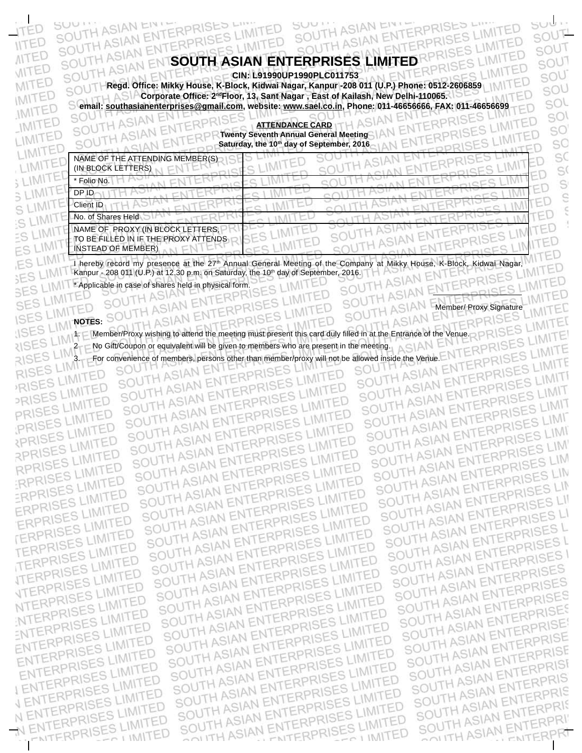# SOUTH ASIAN ENTERPRISES LIMITED

**CIN: L91990UP1990PLC011753**

**Regd. Office: Mikky House, K-Block, Kidwai Nagar, Kanpur -208 011 (U.P.) Phone: 0512-2606859**

**Corporate Office: 2nd Floor, 13, Sant Nagar , East of Kailash, New Delhi-110065.**

**email: southasianenterprises@gmail.com, website: www.sael.co.in, Phone: 011-46656666, FAX: 011-46656699**

**ATTENDANCE CARD**

**Twenty Seventh Annual General Meeting**

**Saturday, the 10th day of September, 2016**

| NAME OF THE ATTENDING MEMBER(S) (IN BLOCK LETTERS) | |
|---|---|
| * Folio No. | |
| DP ID | |
| Client ID | |
| No. of Shares Held | |
| NAME OF PROXY (IN BLOCK LETTERS, TO BE FILLED IN IF THE PROXY ATTENDS INSTEAD OF MEMBER) | |

I hereby record my presence at the 27th Annual General Meeting of the Company at Mikky House, K-Block, Kidwai Nagar, Kanpur - 208 011 (U.P.) at 12.30 p.m. on Saturday, the 10th day of September, 2016.

* Applicable in case of shares held in physical form.

Member/ Proxy Signature

**NOTES:**

1. Member/Proxy wishing to attend the meeting must present this card duly filled in at the Entrance of the Venue.
2. No Gift/Coupon or equivalent will be given to members who are present in the meeting.
3. For convenience of members, persons other than member/proxy will not be allowed inside the Venue.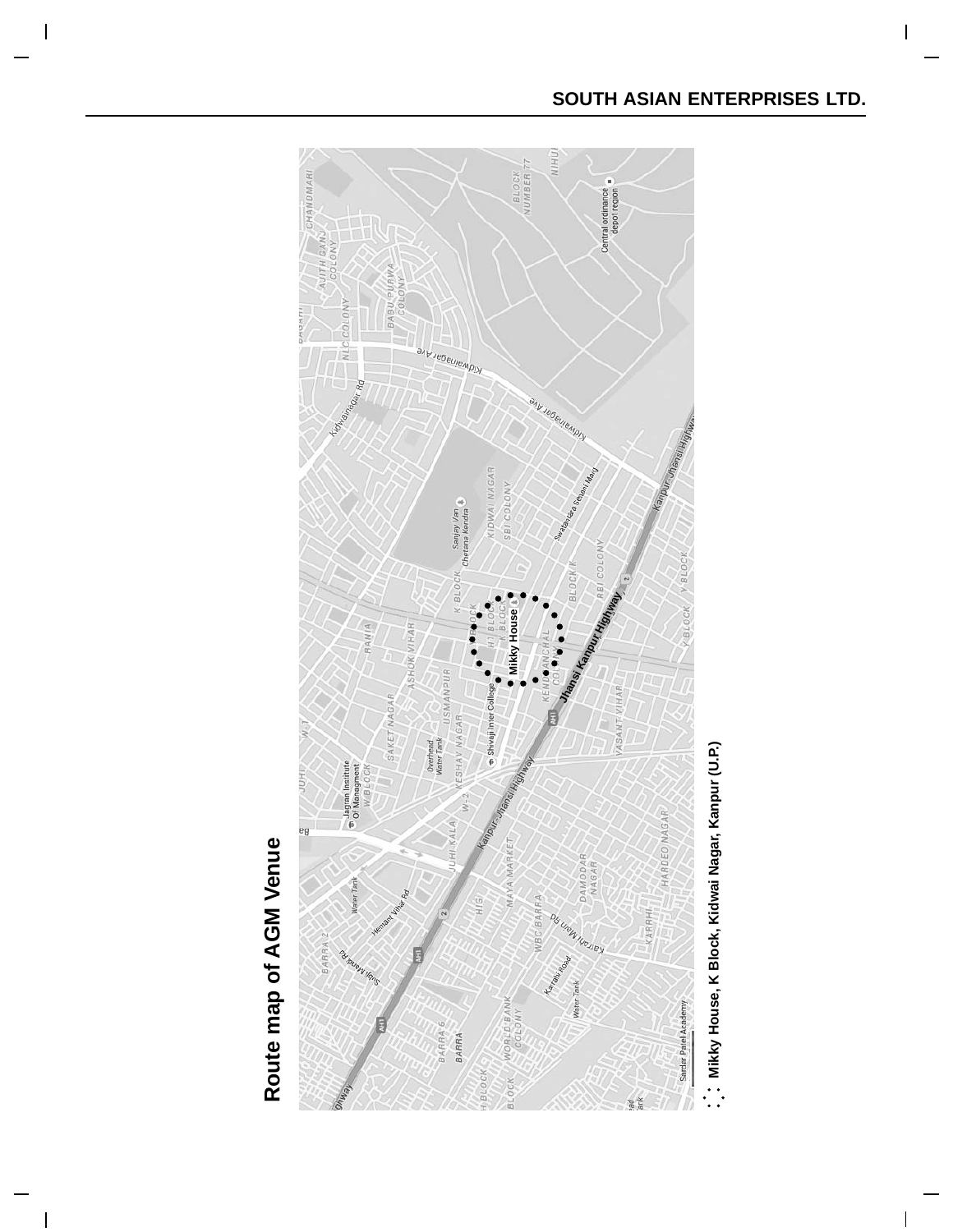# Route map of AGM Venue

Mikky House, K Block, Kidwai Nagar, Kanpur (U.P.)